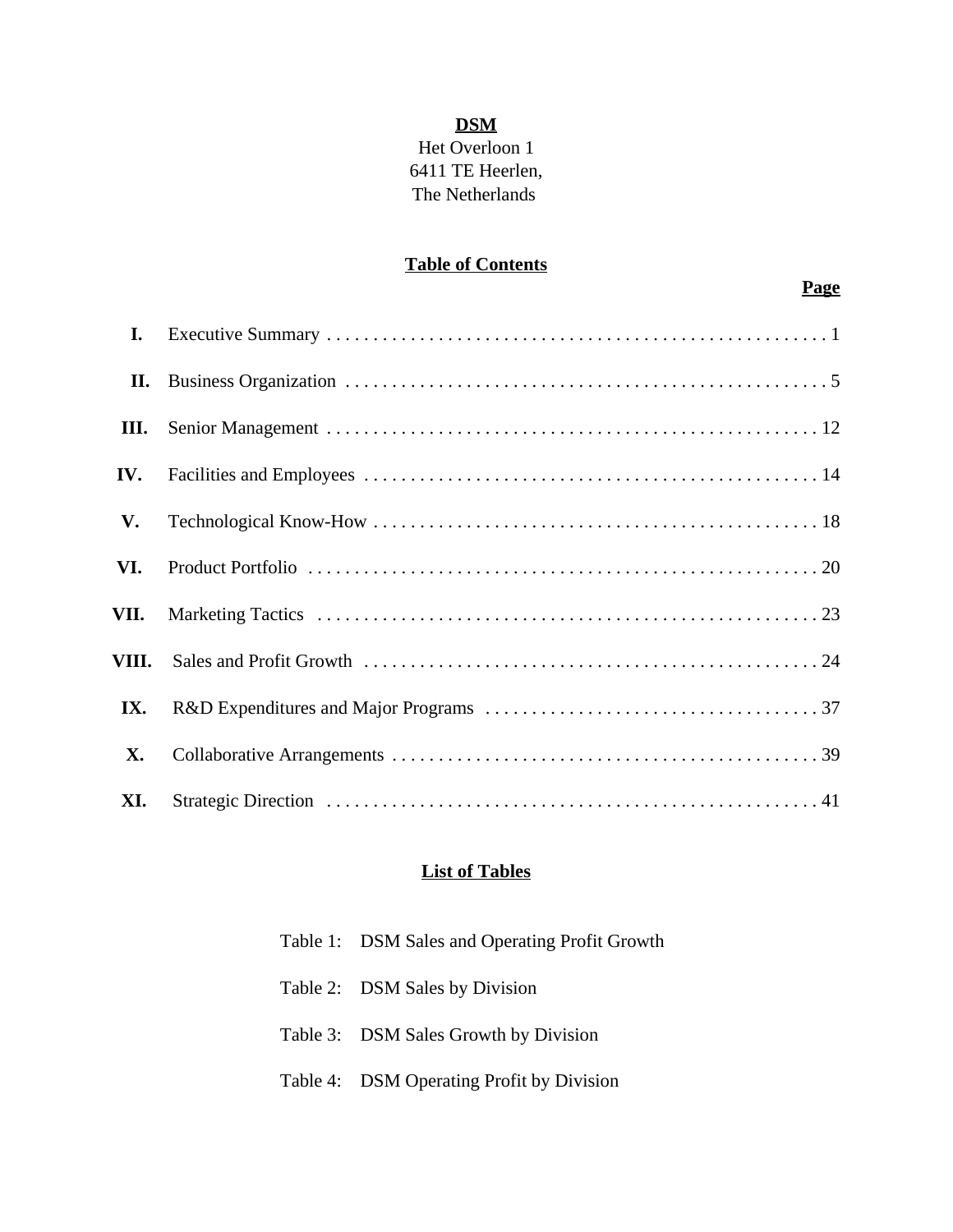**DSM**

Het Overloon 1
6411 TE Heerlen,
The Netherlands

## Table of Contents

| | | Page |
|---|---|---|
| **I.** | Executive Summary | 1 |
| **II.** | Business Organization | 5 |
| **III.** | Senior Management | 12 |
| **IV.** | Facilities and Employees | 14 |
| **V.** | Technological Know-How | 18 |
| **VI.** | Product Portfolio | 20 |
| **VII.** | Marketing Tactics | 23 |
| **VIII.** | Sales and Profit Growth | 24 |
| **IX.** | R&D Expenditures and Major Programs | 37 |
| **X.** | Collaborative Arrangements | 39 |
| **XI.** | Strategic Direction | 41 |

## List of Tables

Table 1: DSM Sales and Operating Profit Growth

Table 2: DSM Sales by Division

Table 3: DSM Sales Growth by Division

Table 4: DSM Operating Profit by Division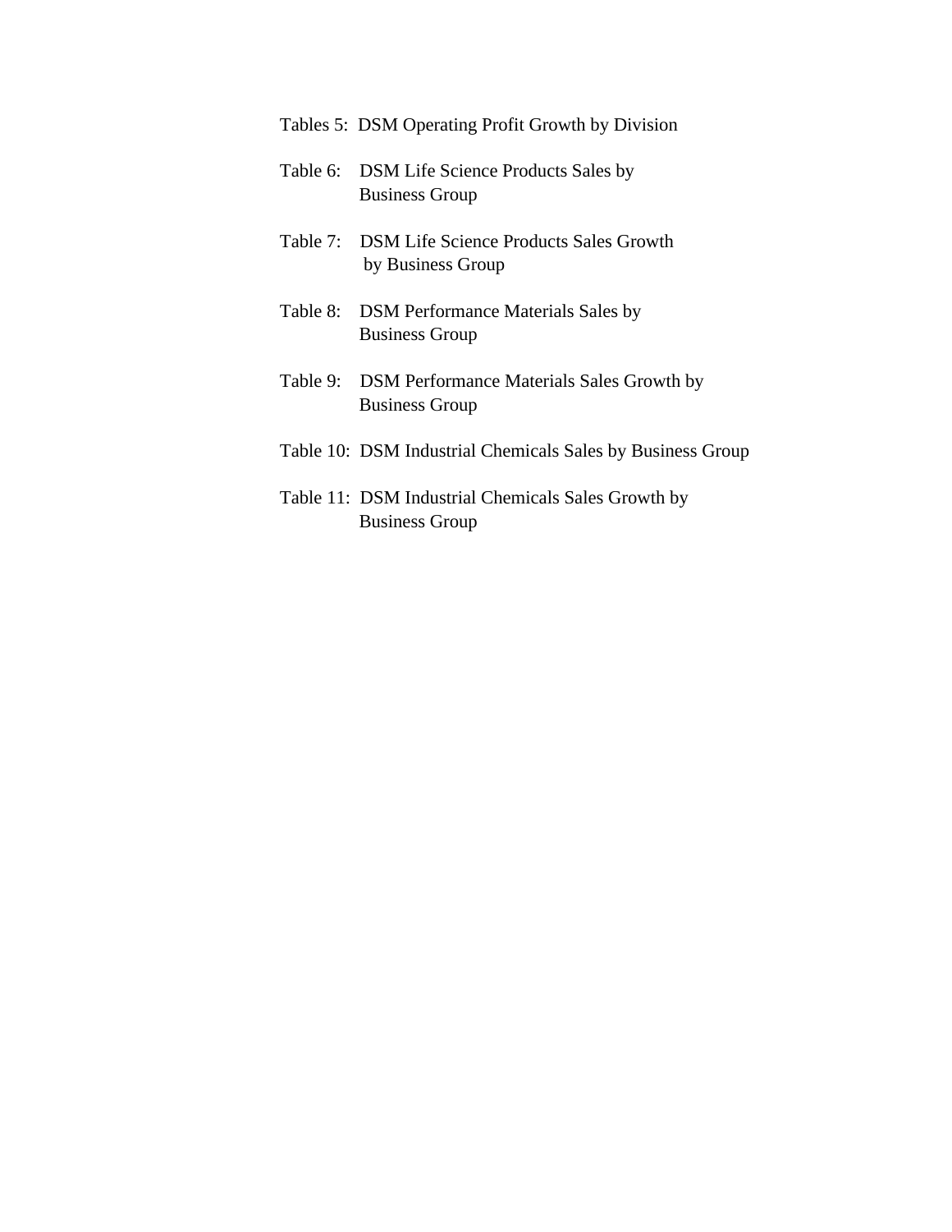Tables 5: DSM Operating Profit Growth by Division

Table 6: DSM Life Science Products Sales by Business Group

Table 7: DSM Life Science Products Sales Growth by Business Group

Table 8: DSM Performance Materials Sales by Business Group

Table 9: DSM Performance Materials Sales Growth by Business Group

Table 10: DSM Industrial Chemicals Sales by Business Group

Table 11: DSM Industrial Chemicals Sales Growth by Business Group